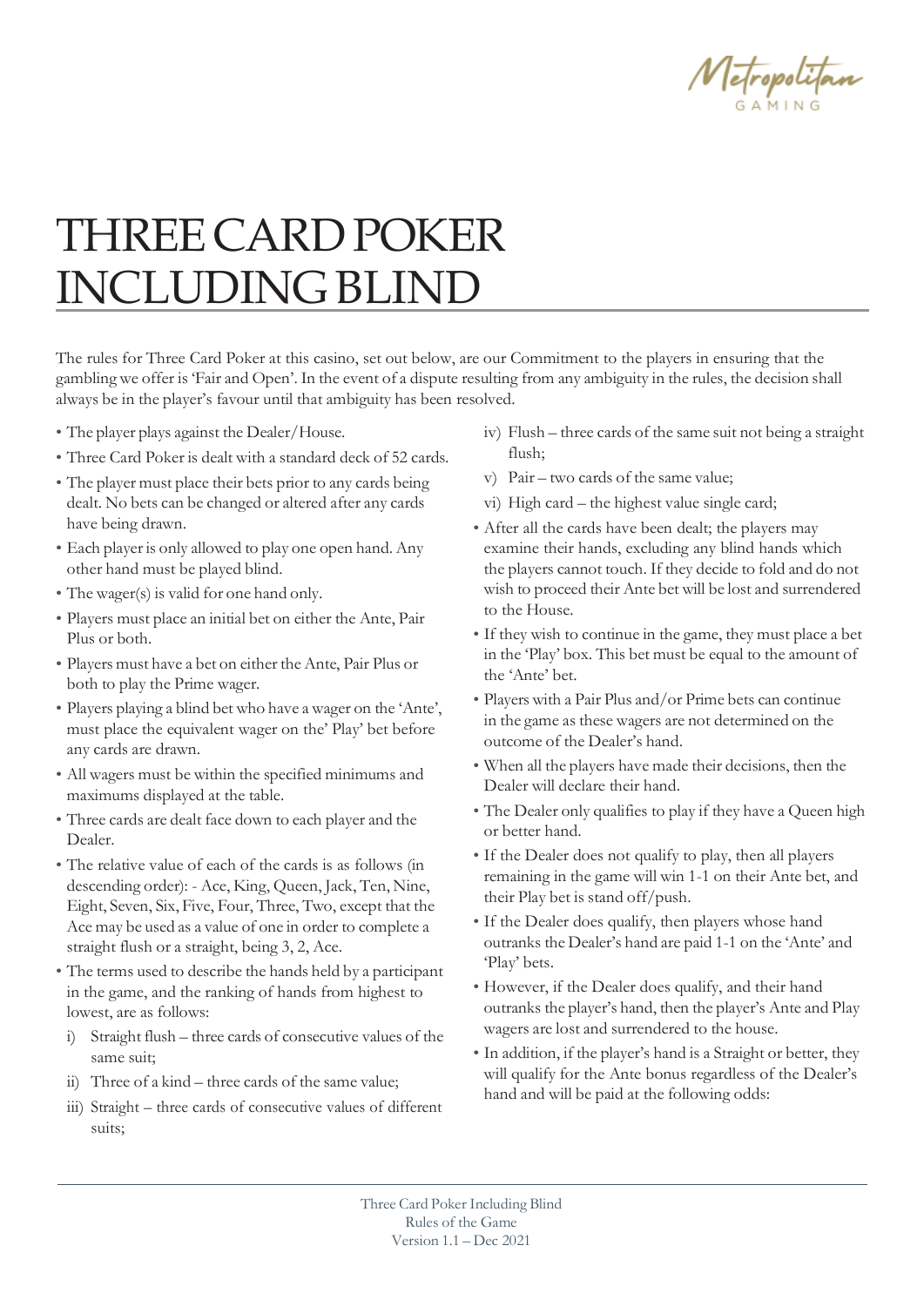# THREE CARD POKER INCLUDING BLIND

The rules for Three Card Poker at this casino, set out below, are our Commitment to the players in ensuring that the gambling we offer is 'Fair and Open'. In the event of a dispute resulting from any ambiguity in the rules, the decision shall always be in the player's favour until that ambiguity has been resolved.

- The player plays against the Dealer/House.
- Three Card Poker is dealt with a standard deck of 52 cards.
- The player must place their bets prior to any cards being dealt. No bets can be changed or altered after any cards have being drawn.
- Each player is only allowed to play one open hand. Any other hand must be played blind.
- The wager(s) is valid for one hand only.
- Players must place an initial bet on either the Ante, Pair Plus or both.
- Players must have a bet on either the Ante, Pair Plus or both to play the Prime wager.
- Players playing a blind bet who have a wager on the 'Ante', must place the equivalent wager on the' Play' bet before any cards are drawn.
- All wagers must be within the specified minimums and maximums displayed at the table.
- Three cards are dealt face down to each player and the Dealer.
- The relative value of each of the cards is as follows (in descending order): - Ace, King, Queen, Jack, Ten, Nine, Eight, Seven, Six, Five, Four, Three, Two, except that the Ace may be used as a value of one in order to complete a straight flush or a straight, being 3, 2, Ace.
- The terms used to describe the hands held by a participant in the game, and the ranking of hands from highest to lowest, are as follows:
  - i) Straight flush – three cards of consecutive values of the same suit;
  - ii) Three of a kind – three cards of the same value;
  - iii) Straight – three cards of consecutive values of different suits;
  - iv) Flush – three cards of the same suit not being a straight flush;
  - v) Pair – two cards of the same value;
  - vi) High card – the highest value single card;
- After all the cards have been dealt; the players may examine their hands, excluding any blind hands which the players cannot touch. If they decide to fold and do not wish to proceed their Ante bet will be lost and surrendered to the House.
- If they wish to continue in the game, they must place a bet in the 'Play' box. This bet must be equal to the amount of the 'Ante' bet.
- Players with a Pair Plus and/or Prime bets can continue in the game as these wagers are not determined on the outcome of the Dealer's hand.
- When all the players have made their decisions, then the Dealer will declare their hand.
- The Dealer only qualifies to play if they have a Queen high or better hand.
- If the Dealer does not qualify to play, then all players remaining in the game will win 1-1 on their Ante bet, and their Play bet is stand off/push.
- If the Dealer does qualify, then players whose hand outranks the Dealer's hand are paid 1-1 on the 'Ante' and 'Play' bets.
- However, if the Dealer does qualify, and their hand outranks the player's hand, then the player's Ante and Play wagers are lost and surrendered to the house.
- In addition, if the player's hand is a Straight or better, they will qualify for the Ante bonus regardless of the Dealer's hand and will be paid at the following odds: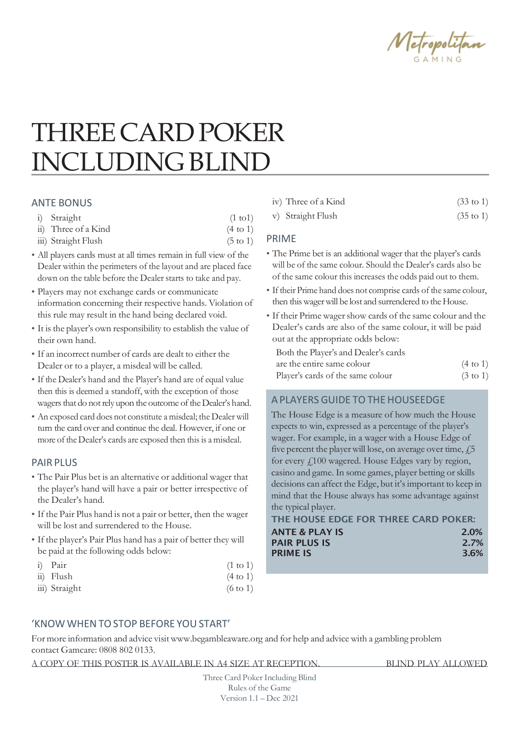# THREE CARD POKER INCLUDING BLIND

## ANTE BONUS

| | |
|---|---|
| i) Straight | (1 to1) |
| ii) Three of a Kind | (4 to 1) |
| iii) Straight Flush | (5 to 1) |

- All players cards must at all times remain in full view of the Dealer within the perimeters of the layout and are placed face down on the table before the Dealer starts to take and pay.
- Players may not exchange cards or communicate information concerning their respective hands. Violation of this rule may result in the hand being declared void.
- It is the player's own responsibility to establish the value of their own hand.
- If an incorrect number of cards are dealt to either the Dealer or to a player, a misdeal will be called.
- If the Dealer's hand and the Player's hand are of equal value then this is deemed a standoff, with the exception of those wagers that do not rely upon the outcome of the Dealer's hand.
- An exposed card does not constitute a misdeal; the Dealer will turn the card over and continue the deal. However, if one or more of the Dealer's cards are exposed then this is a misdeal.

## PAIR PLUS

- The Pair Plus bet is an alternative or additional wager that the player's hand will have a pair or better irrespective of the Dealer's hand.
- If the Pair Plus hand is not a pair or better, then the wager will be lost and surrendered to the House.
- If the player's Pair Plus hand has a pair of better they will be paid at the following odds below:

| | |
|---|---|
| i) Pair | (1 to 1) |
| ii) Flush | (4 to 1) |
| iii) Straight | (6 to 1) |
| iv) Three of a Kind | (33 to 1) |
| v) Straight Flush | (35 to 1) |

## PRIME

- The Prime bet is an additional wager that the player's cards will be of the same colour. Should the Dealer's cards also be of the same colour this increases the odds paid out to them.
- If their Prime hand does not comprise cards of the same colour, then this wager will be lost and surrendered to the House.
- If their Prime wager show cards of the same colour and the Dealer's cards are also of the same colour, it will be paid out at the appropriate odds below:

| | |
|---|---|
| Both the Player's and Dealer's cards are the entire same colour | (4 to 1) |
| Player's cards of the same colour | (3 to 1) |

## A PLAYERS GUIDE TO THE HOUSEEDGE

The House Edge is a measure of how much the House expects to win, expressed as a percentage of the player's wager. For example, in a wager with a House Edge of five percent the player will lose, on average over time, £5 for every £100 wagered. House Edges vary by region, casino and game. In some games, player betting or skills decisions can affect the Edge, but it's important to keep in mind that the House always has some advantage against the typical player.

**THE HOUSE EDGE FOR THREE CARD POKER:**

| | |
|---|---|
| **ANTE & PLAY IS** | **2.0%** |
| **PAIR PLUS IS** | **2.7%** |
| **PRIME IS** | **3.6%** |

## 'KNOW WHEN TO STOP BEFORE YOU START'

For more information and advice visit www.begambleaware.org and for help and advice with a gambling problem contact Gamcare: 0808 802 0133.

A COPY OF THIS POSTER IS AVAILABLE IN A4 SIZE AT RECEPTION. BLIND PLAY ALLOWED

Three Card Poker Including Blind
Rules of the Game
Version 1.1 – Dec 2021